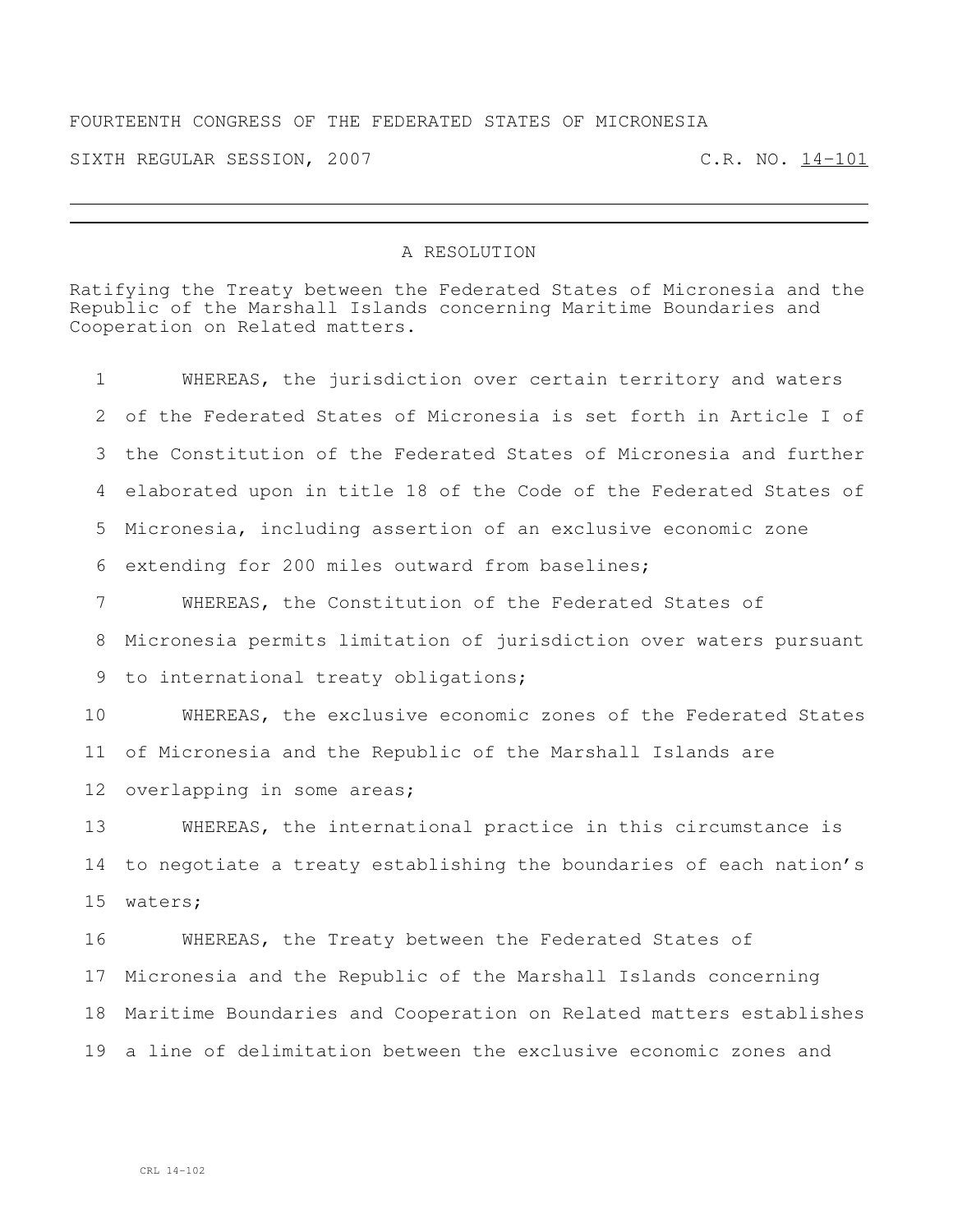FOURTEENTH CONGRESS OF THE FEDERATED STATES OF MICRONESIA

SIXTH REGULAR SESSION, 2007 C.R. NO. 14-101

---

A RESOLUTION

Ratifying the Treaty between the Federated States of Micronesia and the Republic of the Marshall Islands concerning Maritime Boundaries and Cooperation on Related matters.

1 WHEREAS, the jurisdiction over certain territory and waters
2 of the Federated States of Micronesia is set forth in Article I of
3 the Constitution of the Federated States of Micronesia and further
4 elaborated upon in title 18 of the Code of the Federated States of
5 Micronesia, including assertion of an exclusive economic zone
6 extending for 200 miles outward from baselines;

7 WHEREAS, the Constitution of the Federated States of
8 Micronesia permits limitation of jurisdiction over waters pursuant
9 to international treaty obligations;

10 WHEREAS, the exclusive economic zones of the Federated States
11 of Micronesia and the Republic of the Marshall Islands are
12 overlapping in some areas;

13 WHEREAS, the international practice in this circumstance is
14 to negotiate a treaty establishing the boundaries of each nation's
15 waters;

16 WHEREAS, the Treaty between the Federated States of
17 Micronesia and the Republic of the Marshall Islands concerning
18 Maritime Boundaries and Cooperation on Related matters establishes
19 a line of delimitation between the exclusive economic zones and

CRL 14-102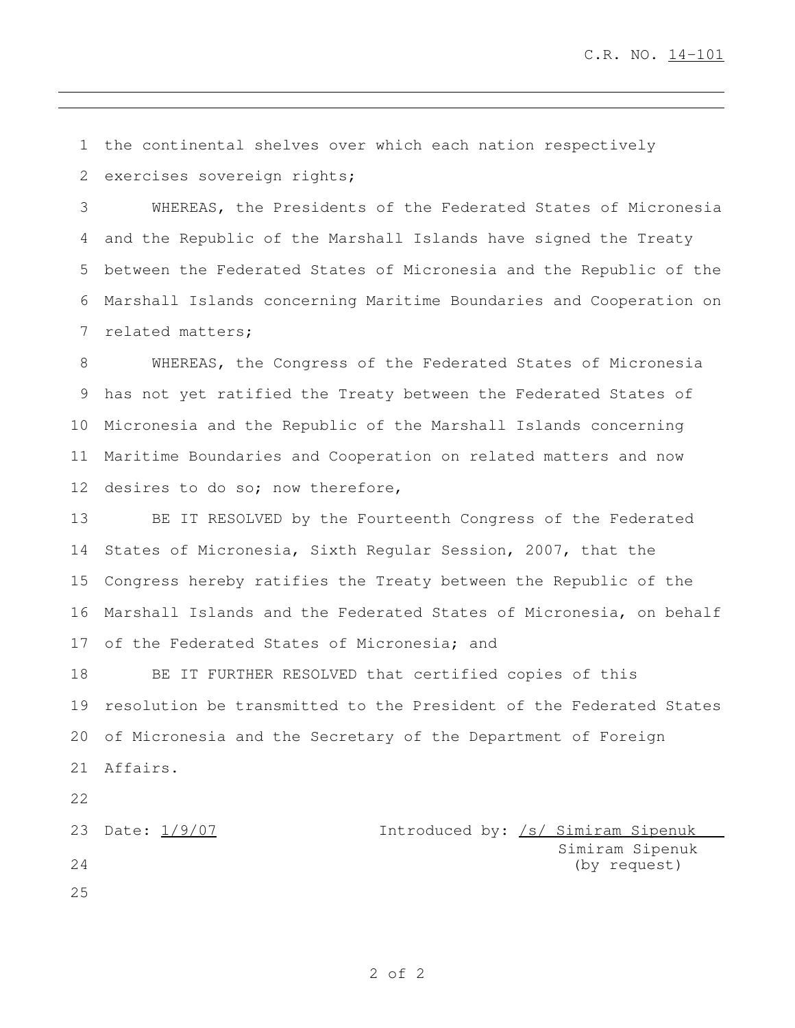the continental shelves over which each nation respectively exercises sovereign rights;

WHEREAS, the Presidents of the Federated States of Micronesia and the Republic of the Marshall Islands have signed the Treaty between the Federated States of Micronesia and the Republic of the Marshall Islands concerning Maritime Boundaries and Cooperation on related matters;

WHEREAS, the Congress of the Federated States of Micronesia has not yet ratified the Treaty between the Federated States of Micronesia and the Republic of the Marshall Islands concerning Maritime Boundaries and Cooperation on related matters and now desires to do so; now therefore,

BE IT RESOLVED by the Fourteenth Congress of the Federated States of Micronesia, Sixth Regular Session, 2007, that the Congress hereby ratifies the Treaty between the Republic of the Marshall Islands and the Federated States of Micronesia, on behalf of the Federated States of Micronesia; and

BE IT FURTHER RESOLVED that certified copies of this resolution be transmitted to the President of the Federated States of Micronesia and the Secretary of the Department of Foreign Affairs.

Date: 1/9/07

Introduced by: /s/ Simiram Sipenuk
Simiram Sipenuk
(by request)